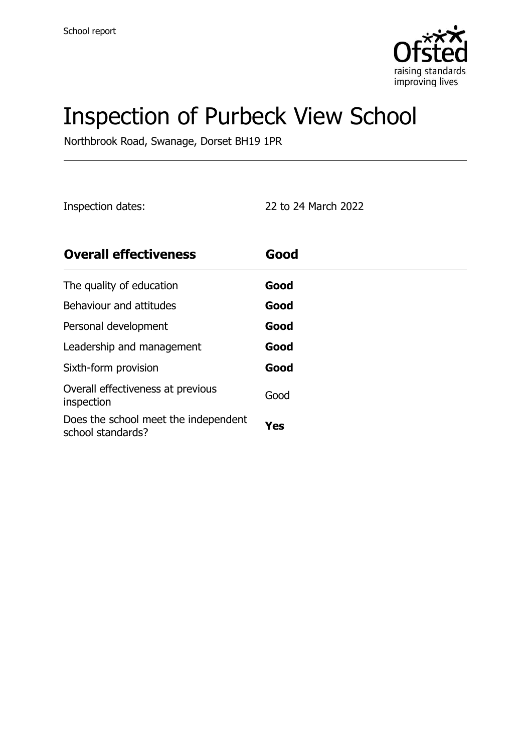School report

# Inspection of Purbeck View School

Northbrook Road, Swanage, Dorset BH19 1PR

Inspection dates: 22 to 24 March 2022

| **Overall effectiveness** | **Good** |
|---|---|
| The quality of education | **Good** |
| Behaviour and attitudes | **Good** |
| Personal development | **Good** |
| Leadership and management | **Good** |
| Sixth-form provision | **Good** |
| Overall effectiveness at previous inspection | Good |
| Does the school meet the independent school standards? | **Yes** |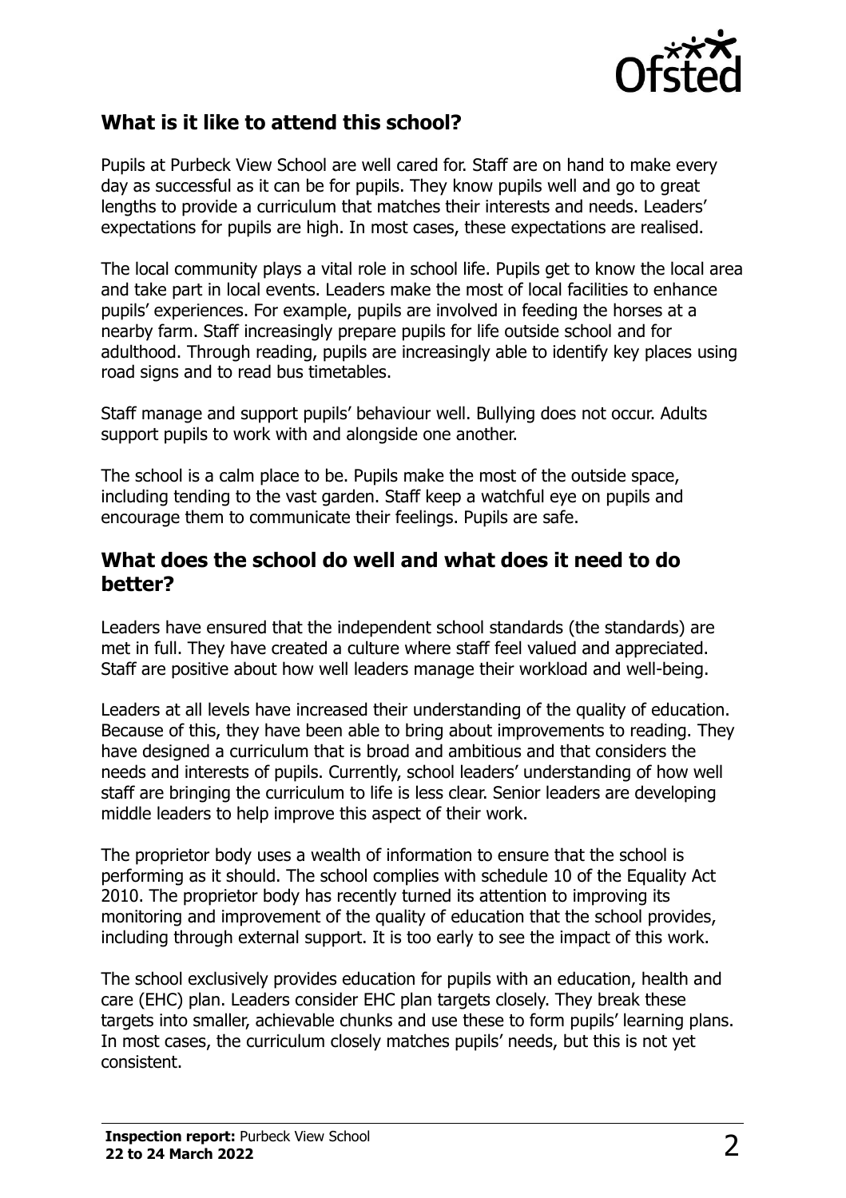## What is it like to attend this school?

Pupils at Purbeck View School are well cared for. Staff are on hand to make every day as successful as it can be for pupils. They know pupils well and go to great lengths to provide a curriculum that matches their interests and needs. Leaders' expectations for pupils are high. In most cases, these expectations are realised.

The local community plays a vital role in school life. Pupils get to know the local area and take part in local events. Leaders make the most of local facilities to enhance pupils' experiences. For example, pupils are involved in feeding the horses at a nearby farm. Staff increasingly prepare pupils for life outside school and for adulthood. Through reading, pupils are increasingly able to identify key places using road signs and to read bus timetables.

Staff manage and support pupils' behaviour well. Bullying does not occur. Adults support pupils to work with and alongside one another.

The school is a calm place to be. Pupils make the most of the outside space, including tending to the vast garden. Staff keep a watchful eye on pupils and encourage them to communicate their feelings. Pupils are safe.

## What does the school do well and what does it need to do better?

Leaders have ensured that the independent school standards (the standards) are met in full. They have created a culture where staff feel valued and appreciated. Staff are positive about how well leaders manage their workload and well-being.

Leaders at all levels have increased their understanding of the quality of education. Because of this, they have been able to bring about improvements to reading. They have designed a curriculum that is broad and ambitious and that considers the needs and interests of pupils. Currently, school leaders' understanding of how well staff are bringing the curriculum to life is less clear. Senior leaders are developing middle leaders to help improve this aspect of their work.

The proprietor body uses a wealth of information to ensure that the school is performing as it should. The school complies with schedule 10 of the Equality Act 2010. The proprietor body has recently turned its attention to improving its monitoring and improvement of the quality of education that the school provides, including through external support. It is too early to see the impact of this work.

The school exclusively provides education for pupils with an education, health and care (EHC) plan. Leaders consider EHC plan targets closely. They break these targets into smaller, achievable chunks and use these to form pupils' learning plans. In most cases, the curriculum closely matches pupils' needs, but this is not yet consistent.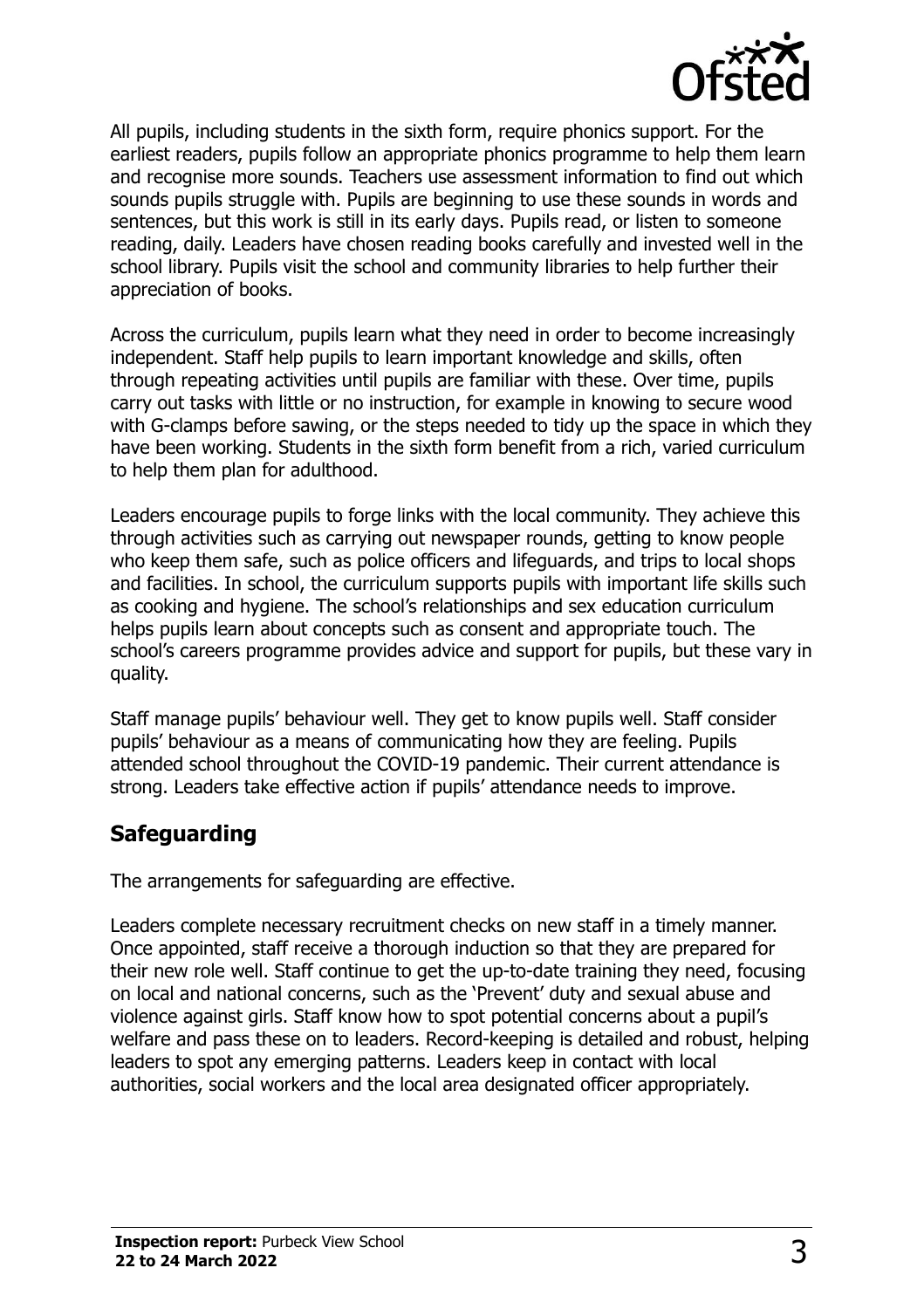All pupils, including students in the sixth form, require phonics support. For the earliest readers, pupils follow an appropriate phonics programme to help them learn and recognise more sounds. Teachers use assessment information to find out which sounds pupils struggle with. Pupils are beginning to use these sounds in words and sentences, but this work is still in its early days. Pupils read, or listen to someone reading, daily. Leaders have chosen reading books carefully and invested well in the school library. Pupils visit the school and community libraries to help further their appreciation of books.

Across the curriculum, pupils learn what they need in order to become increasingly independent. Staff help pupils to learn important knowledge and skills, often through repeating activities until pupils are familiar with these. Over time, pupils carry out tasks with little or no instruction, for example in knowing to secure wood with G-clamps before sawing, or the steps needed to tidy up the space in which they have been working. Students in the sixth form benefit from a rich, varied curriculum to help them plan for adulthood.

Leaders encourage pupils to forge links with the local community. They achieve this through activities such as carrying out newspaper rounds, getting to know people who keep them safe, such as police officers and lifeguards, and trips to local shops and facilities. In school, the curriculum supports pupils with important life skills such as cooking and hygiene. The school's relationships and sex education curriculum helps pupils learn about concepts such as consent and appropriate touch. The school's careers programme provides advice and support for pupils, but these vary in quality.

Staff manage pupils' behaviour well. They get to know pupils well. Staff consider pupils' behaviour as a means of communicating how they are feeling. Pupils attended school throughout the COVID-19 pandemic. Their current attendance is strong. Leaders take effective action if pupils' attendance needs to improve.

## Safeguarding

The arrangements for safeguarding are effective.

Leaders complete necessary recruitment checks on new staff in a timely manner. Once appointed, staff receive a thorough induction so that they are prepared for their new role well. Staff continue to get the up-to-date training they need, focusing on local and national concerns, such as the 'Prevent' duty and sexual abuse and violence against girls. Staff know how to spot potential concerns about a pupil's welfare and pass these on to leaders. Record-keeping is detailed and robust, helping leaders to spot any emerging patterns. Leaders keep in contact with local authorities, social workers and the local area designated officer appropriately.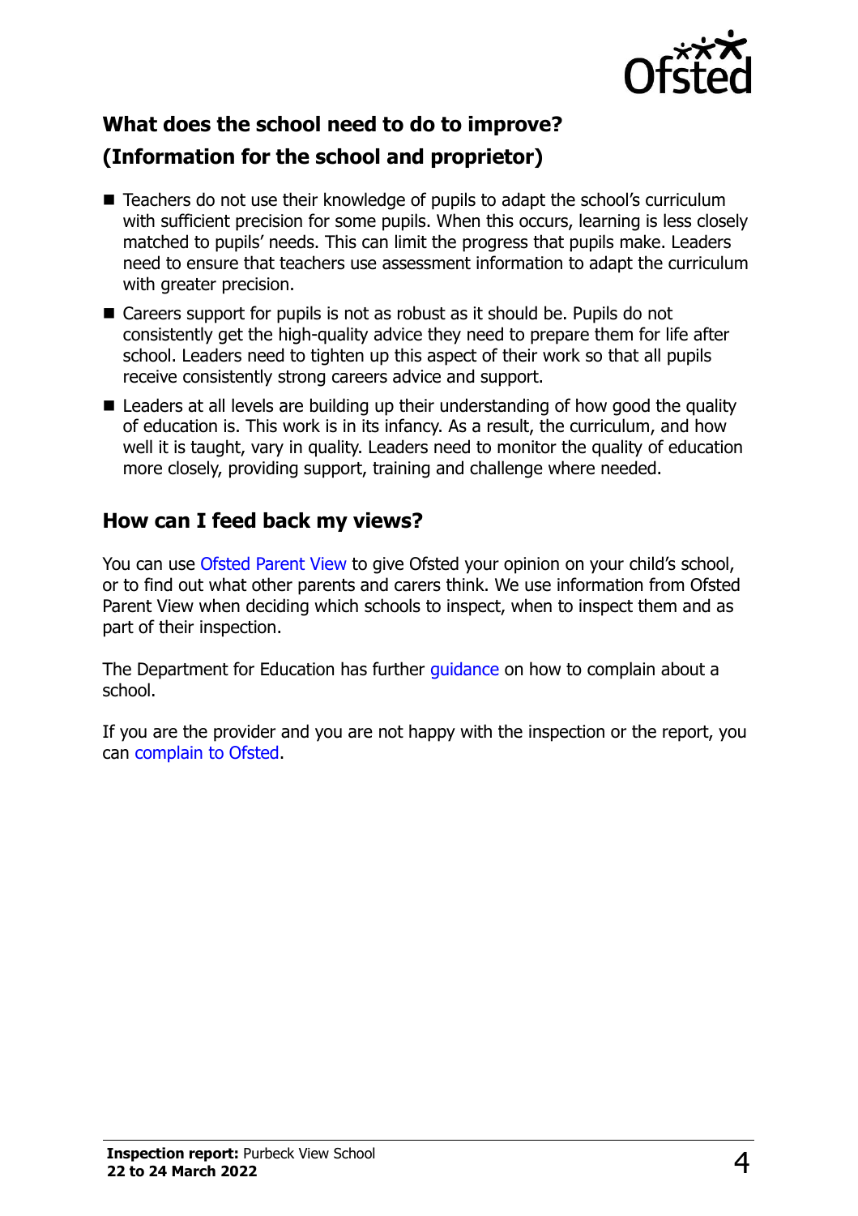## What does the school need to do to improve?

## (Information for the school and proprietor)

- Teachers do not use their knowledge of pupils to adapt the school's curriculum with sufficient precision for some pupils. When this occurs, learning is less closely matched to pupils' needs. This can limit the progress that pupils make. Leaders need to ensure that teachers use assessment information to adapt the curriculum with greater precision.
- Careers support for pupils is not as robust as it should be. Pupils do not consistently get the high-quality advice they need to prepare them for life after school. Leaders need to tighten up this aspect of their work so that all pupils receive consistently strong careers advice and support.
- Leaders at all levels are building up their understanding of how good the quality of education is. This work is in its infancy. As a result, the curriculum, and how well it is taught, vary in quality. Leaders need to monitor the quality of education more closely, providing support, training and challenge where needed.

## How can I feed back my views?

You can use Ofsted Parent View to give Ofsted your opinion on your child's school, or to find out what other parents and carers think. We use information from Ofsted Parent View when deciding which schools to inspect, when to inspect them and as part of their inspection.

The Department for Education has further guidance on how to complain about a school.

If you are the provider and you are not happy with the inspection or the report, you can complain to Ofsted.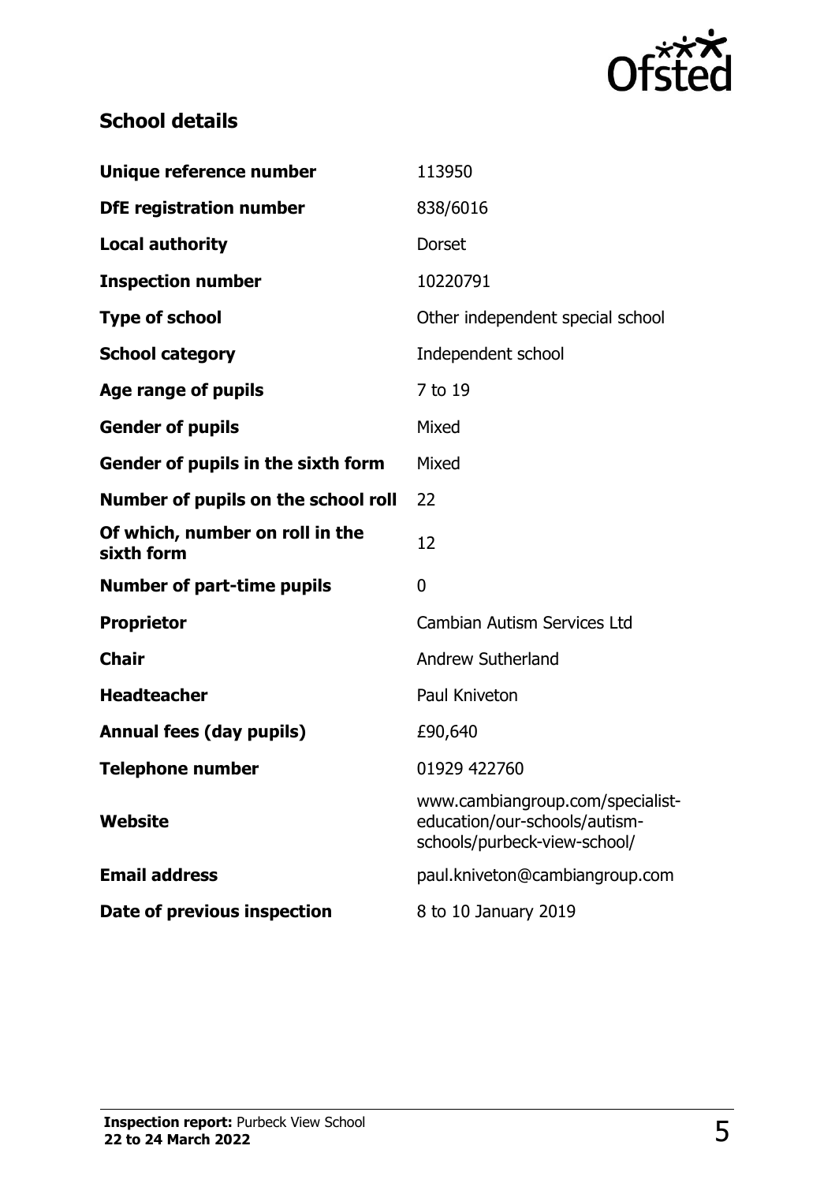## School details

| | |
|---|---|
| **Unique reference number** | 113950 |
| **DfE registration number** | 838/6016 |
| **Local authority** | Dorset |
| **Inspection number** | 10220791 |
| **Type of school** | Other independent special school |
| **School category** | Independent school |
| **Age range of pupils** | 7 to 19 |
| **Gender of pupils** | Mixed |
| **Gender of pupils in the sixth form** | Mixed |
| **Number of pupils on the school roll** | 22 |
| **Of which, number on roll in the sixth form** | 12 |
| **Number of part-time pupils** | 0 |
| **Proprietor** | Cambian Autism Services Ltd |
| **Chair** | Andrew Sutherland |
| **Headteacher** | Paul Kniveton |
| **Annual fees (day pupils)** | £90,640 |
| **Telephone number** | 01929 422760 |
| **Website** | www.cambiangroup.com/specialist-education/our-schools/autism-schools/purbeck-view-school/ |
| **Email address** | paul.kniveton@cambiangroup.com |
| **Date of previous inspection** | 8 to 10 January 2019 |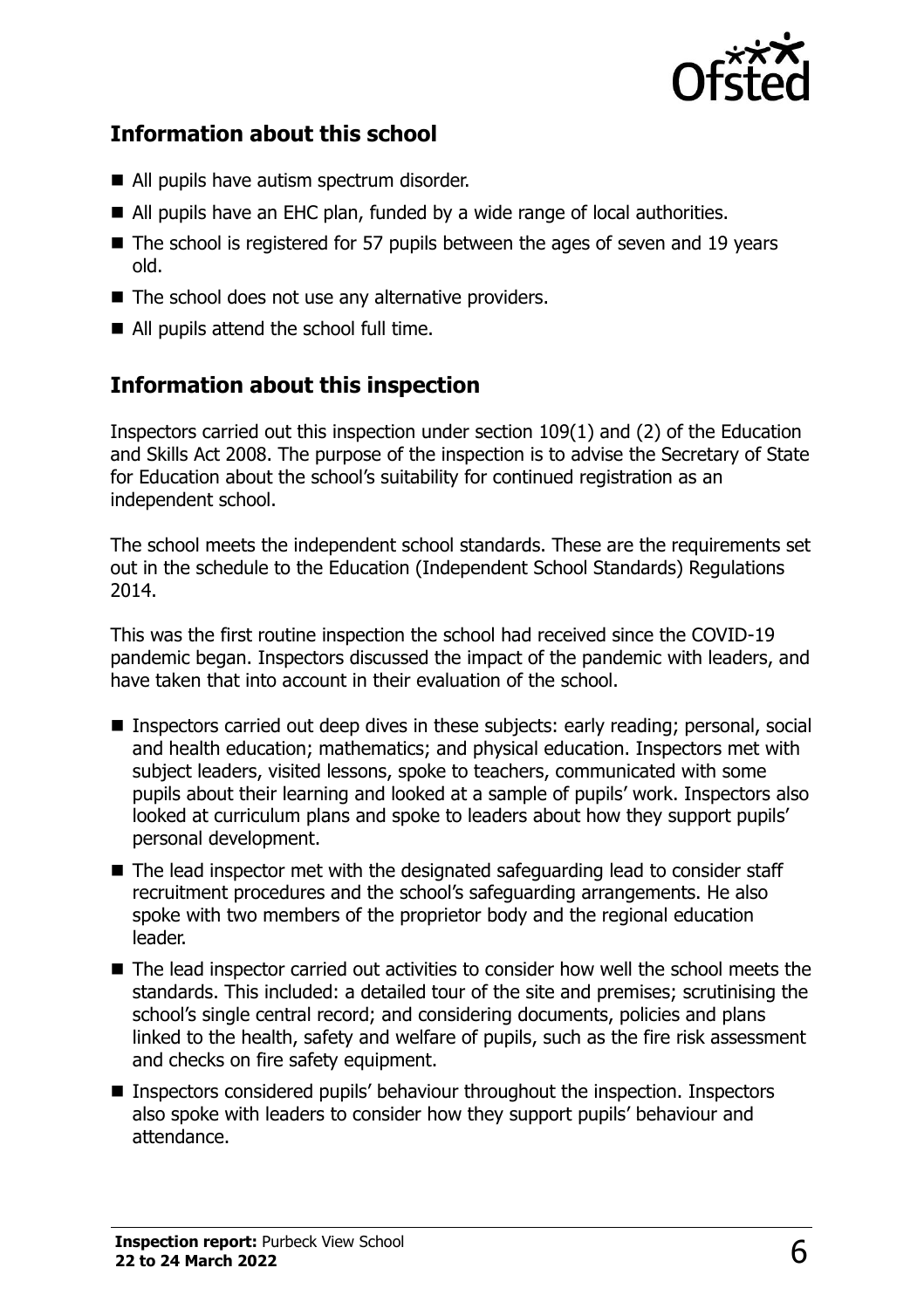## Information about this school

- All pupils have autism spectrum disorder.
- All pupils have an EHC plan, funded by a wide range of local authorities.
- The school is registered for 57 pupils between the ages of seven and 19 years old.
- The school does not use any alternative providers.
- All pupils attend the school full time.

## Information about this inspection

Inspectors carried out this inspection under section 109(1) and (2) of the Education and Skills Act 2008. The purpose of the inspection is to advise the Secretary of State for Education about the school's suitability for continued registration as an independent school.

The school meets the independent school standards. These are the requirements set out in the schedule to the Education (Independent School Standards) Regulations 2014.

This was the first routine inspection the school had received since the COVID-19 pandemic began. Inspectors discussed the impact of the pandemic with leaders, and have taken that into account in their evaluation of the school.

- Inspectors carried out deep dives in these subjects: early reading; personal, social and health education; mathematics; and physical education. Inspectors met with subject leaders, visited lessons, spoke to teachers, communicated with some pupils about their learning and looked at a sample of pupils' work. Inspectors also looked at curriculum plans and spoke to leaders about how they support pupils' personal development.
- The lead inspector met with the designated safeguarding lead to consider staff recruitment procedures and the school's safeguarding arrangements. He also spoke with two members of the proprietor body and the regional education leader.
- The lead inspector carried out activities to consider how well the school meets the standards. This included: a detailed tour of the site and premises; scrutinising the school's single central record; and considering documents, policies and plans linked to the health, safety and welfare of pupils, such as the fire risk assessment and checks on fire safety equipment.
- Inspectors considered pupils' behaviour throughout the inspection. Inspectors also spoke with leaders to consider how they support pupils' behaviour and attendance.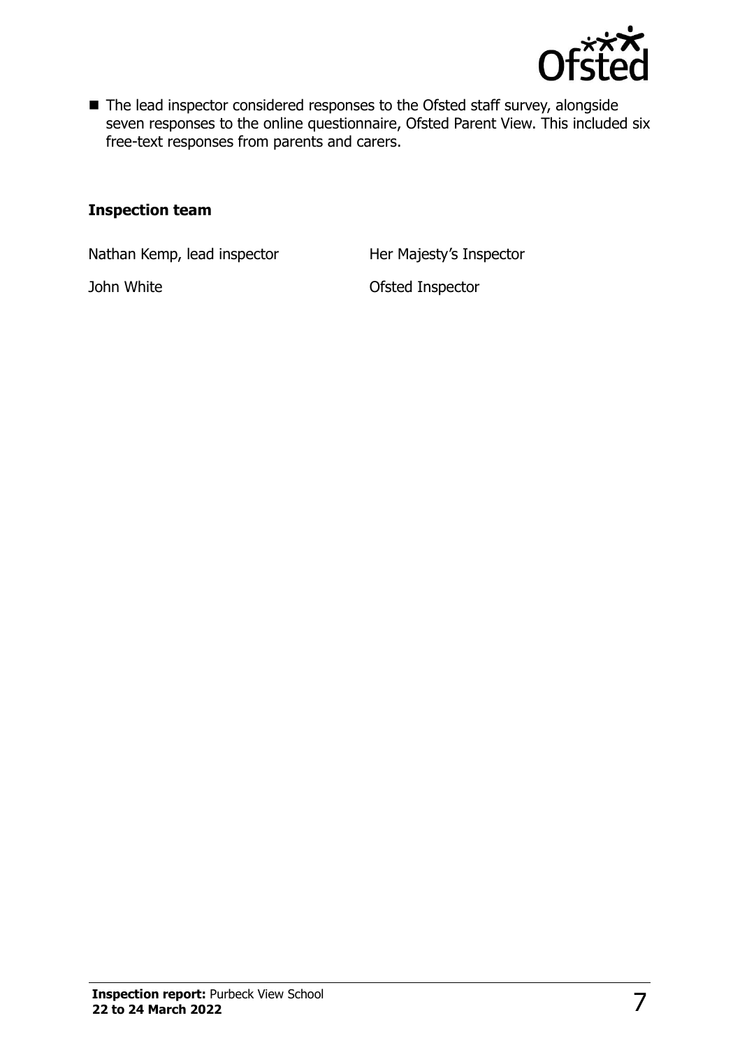- The lead inspector considered responses to the Ofsted staff survey, alongside seven responses to the online questionnaire, Ofsted Parent View. This included six free-text responses from parents and carers.

### Inspection team

| | |
|---|---|
| Nathan Kemp, lead inspector | Her Majesty's Inspector |
| John White | Ofsted Inspector |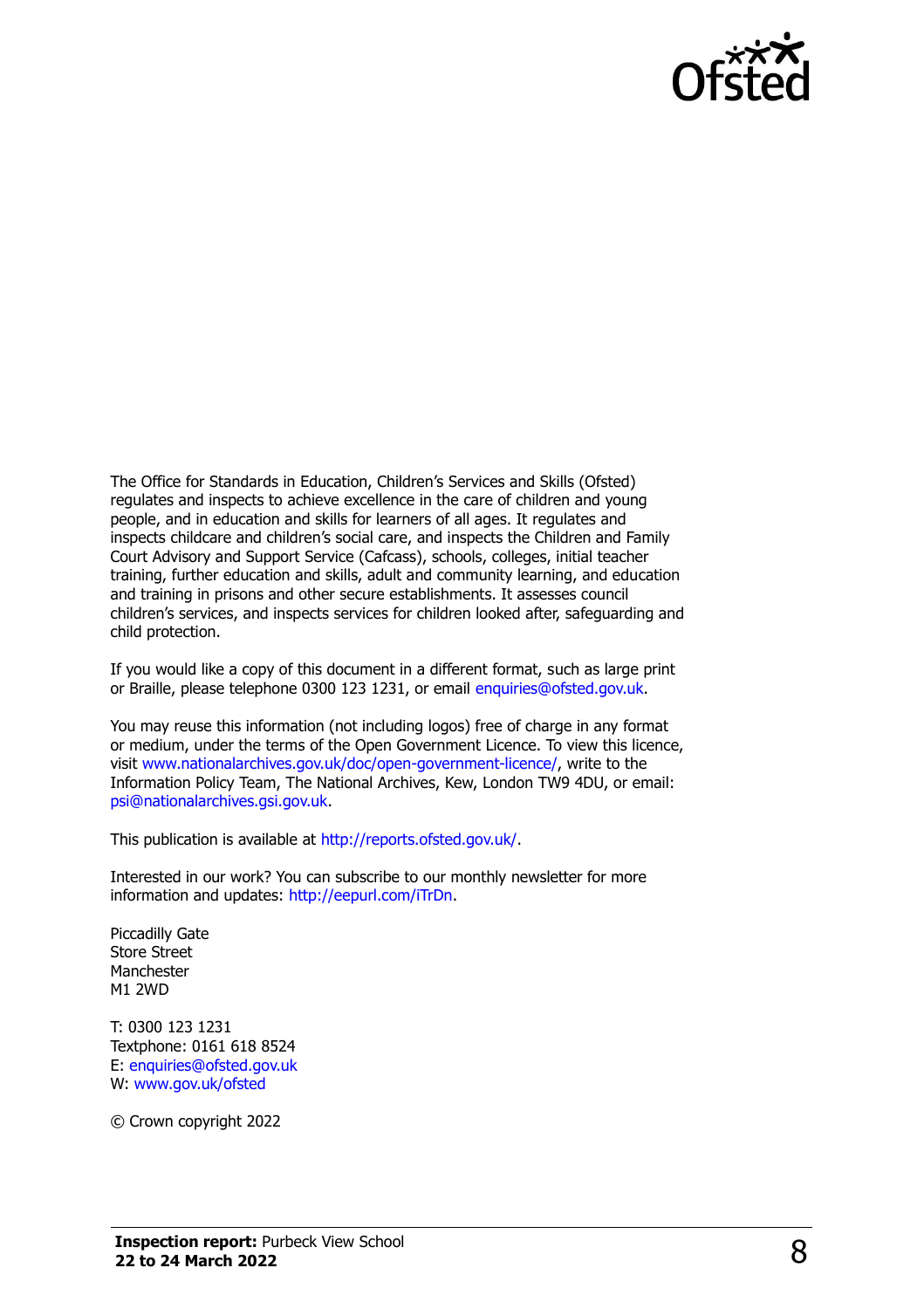The Office for Standards in Education, Children's Services and Skills (Ofsted) regulates and inspects to achieve excellence in the care of children and young people, and in education and skills for learners of all ages. It regulates and inspects childcare and children's social care, and inspects the Children and Family Court Advisory and Support Service (Cafcass), schools, colleges, initial teacher training, further education and skills, adult and community learning, and education and training in prisons and other secure establishments. It assesses council children's services, and inspects services for children looked after, safeguarding and child protection.

If you would like a copy of this document in a different format, such as large print or Braille, please telephone 0300 123 1231, or email enquiries@ofsted.gov.uk.

You may reuse this information (not including logos) free of charge in any format or medium, under the terms of the Open Government Licence. To view this licence, visit www.nationalarchives.gov.uk/doc/open-government-licence/, write to the Information Policy Team, The National Archives, Kew, London TW9 4DU, or email: psi@nationalarchives.gsi.gov.uk.

This publication is available at http://reports.ofsted.gov.uk/.

Interested in our work? You can subscribe to our monthly newsletter for more information and updates: http://eepurl.com/iTrDn.

Piccadilly Gate
Store Street
Manchester
M1 2WD

T: 0300 123 1231
Textphone: 0161 618 8524
E: enquiries@ofsted.gov.uk
W: www.gov.uk/ofsted

© Crown copyright 2022